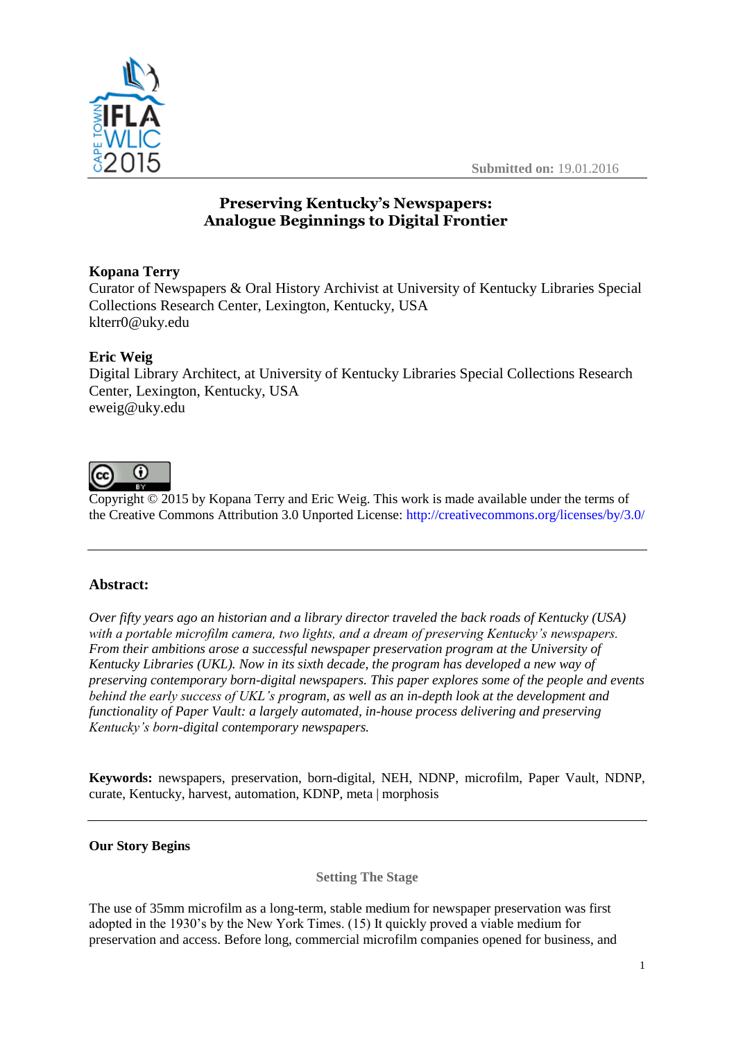Submitted on: 19.01.2016

# Preserving Kentucky's Newspapers: Analogue Beginnings to Digital Frontier

**Kopana Terry**
Curator of Newspapers & Oral History Archivist at University of Kentucky Libraries Special Collections Research Center, Lexington, Kentucky, USA
klterr0@uky.edu

**Eric Weig**
Digital Library Architect, at University of Kentucky Libraries Special Collections Research Center, Lexington, Kentucky, USA
eweig@uky.edu

Copyright © 2015 by Kopana Terry and Eric Weig. This work is made available under the terms of the Creative Commons Attribution 3.0 Unported License: http://creativecommons.org/licenses/by/3.0/

---

## Abstract:

*Over fifty years ago an historian and a library director traveled the back roads of Kentucky (USA) with a portable microfilm camera, two lights, and a dream of preserving Kentucky's newspapers. From their ambitions arose a successful newspaper preservation program at the University of Kentucky Libraries (UKL). Now in its sixth decade, the program has developed a new way of preserving contemporary born-digital newspapers. This paper explores some of the people and events behind the early success of UKL's program, as well as an in-depth look at the development and functionality of Paper Vault: a largely automated, in-house process delivering and preserving Kentucky's born-digital contemporary newspapers.*

**Keywords:** newspapers, preservation, born-digital, NEH, NDNP, microfilm, Paper Vault, NDNP, curate, Kentucky, harvest, automation, KDNP, meta | morphosis

---

## Our Story Begins

### Setting The Stage

The use of 35mm microfilm as a long-term, stable medium for newspaper preservation was first adopted in the 1930's by the New York Times. (15) It quickly proved a viable medium for preservation and access. Before long, commercial microfilm companies opened for business, and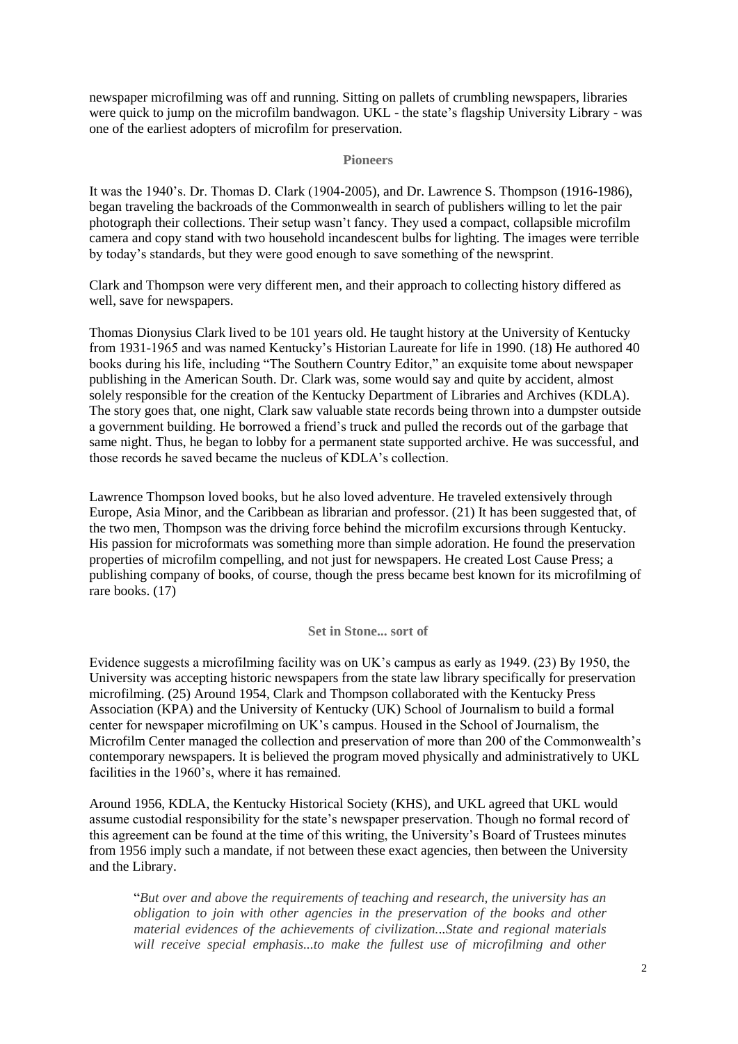newspaper microfilming was off and running. Sitting on pallets of crumbling newspapers, libraries were quick to jump on the microfilm bandwagon. UKL - the state's flagship University Library - was one of the earliest adopters of microfilm for preservation.

## Pioneers

It was the 1940's. Dr. Thomas D. Clark (1904-2005), and Dr. Lawrence S. Thompson (1916-1986), began traveling the backroads of the Commonwealth in search of publishers willing to let the pair photograph their collections. Their setup wasn't fancy. They used a compact, collapsible microfilm camera and copy stand with two household incandescent bulbs for lighting. The images were terrible by today's standards, but they were good enough to save something of the newsprint.

Clark and Thompson were very different men, and their approach to collecting history differed as well, save for newspapers.

Thomas Dionysius Clark lived to be 101 years old. He taught history at the University of Kentucky from 1931-1965 and was named Kentucky's Historian Laureate for life in 1990. (18) He authored 40 books during his life, including "The Southern Country Editor," an exquisite tome about newspaper publishing in the American South. Dr. Clark was, some would say and quite by accident, almost solely responsible for the creation of the Kentucky Department of Libraries and Archives (KDLA). The story goes that, one night, Clark saw valuable state records being thrown into a dumpster outside a government building. He borrowed a friend's truck and pulled the records out of the garbage that same night. Thus, he began to lobby for a permanent state supported archive. He was successful, and those records he saved became the nucleus of KDLA's collection.

Lawrence Thompson loved books, but he also loved adventure. He traveled extensively through Europe, Asia Minor, and the Caribbean as librarian and professor. (21) It has been suggested that, of the two men, Thompson was the driving force behind the microfilm excursions through Kentucky. His passion for microformats was something more than simple adoration. He found the preservation properties of microfilm compelling, and not just for newspapers. He created Lost Cause Press; a publishing company of books, of course, though the press became best known for its microfilming of rare books. (17)

## Set in Stone... sort of

Evidence suggests a microfilming facility was on UK's campus as early as 1949. (23) By 1950, the University was accepting historic newspapers from the state law library specifically for preservation microfilming. (25) Around 1954, Clark and Thompson collaborated with the Kentucky Press Association (KPA) and the University of Kentucky (UK) School of Journalism to build a formal center for newspaper microfilming on UK's campus. Housed in the School of Journalism, the Microfilm Center managed the collection and preservation of more than 200 of the Commonwealth's contemporary newspapers. It is believed the program moved physically and administratively to UKL facilities in the 1960's, where it has remained.

Around 1956, KDLA, the Kentucky Historical Society (KHS), and UKL agreed that UKL would assume custodial responsibility for the state's newspaper preservation. Though no formal record of this agreement can be found at the time of this writing, the University's Board of Trustees minutes from 1956 imply such a mandate, if not between these exact agencies, then between the University and the Library.

> "*But over and above the requirements of teaching and research, the university has an obligation to join with other agencies in the preservation of the books and other material evidences of the achievements of civilization...State and regional materials will receive special emphasis...to make the fullest use of microfilming and other*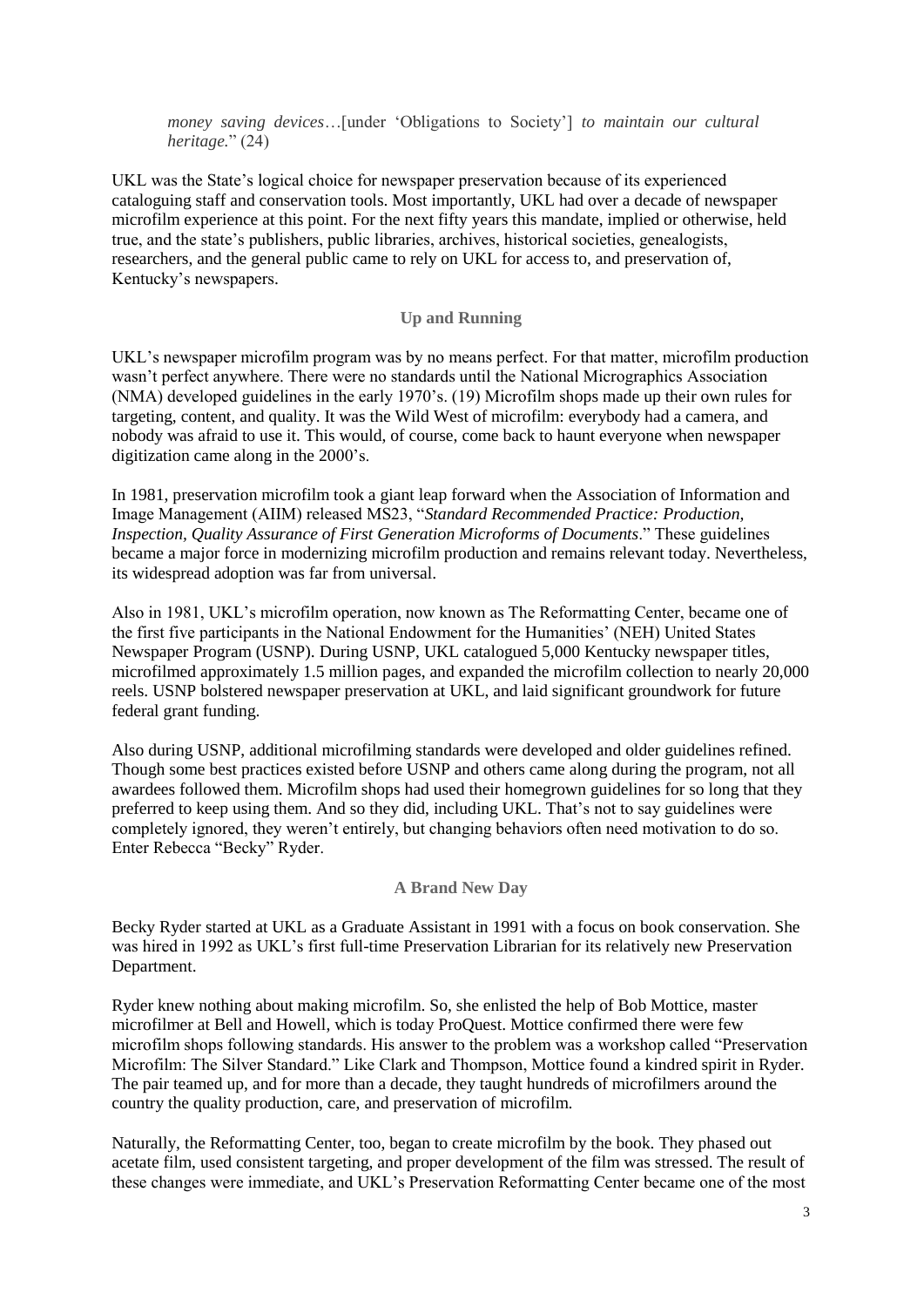> *money saving devices*…[under 'Obligations to Society'] *to maintain our cultural heritage.*" (24)

UKL was the State's logical choice for newspaper preservation because of its experienced cataloguing staff and conservation tools. Most importantly, UKL had over a decade of newspaper microfilm experience at this point. For the next fifty years this mandate, implied or otherwise, held true, and the state's publishers, public libraries, archives, historical societies, genealogists, researchers, and the general public came to rely on UKL for access to, and preservation of, Kentucky's newspapers.

## Up and Running

UKL's newspaper microfilm program was by no means perfect. For that matter, microfilm production wasn't perfect anywhere. There were no standards until the National Micrographics Association (NMA) developed guidelines in the early 1970's. (19) Microfilm shops made up their own rules for targeting, content, and quality. It was the Wild West of microfilm: everybody had a camera, and nobody was afraid to use it. This would, of course, come back to haunt everyone when newspaper digitization came along in the 2000's.

In 1981, preservation microfilm took a giant leap forward when the Association of Information and Image Management (AIIM) released MS23, "*Standard Recommended Practice: Production, Inspection, Quality Assurance of First Generation Microforms of Documents*." These guidelines became a major force in modernizing microfilm production and remains relevant today. Nevertheless, its widespread adoption was far from universal.

Also in 1981, UKL's microfilm operation, now known as The Reformatting Center, became one of the first five participants in the National Endowment for the Humanities' (NEH) United States Newspaper Program (USNP). During USNP, UKL catalogued 5,000 Kentucky newspaper titles, microfilmed approximately 1.5 million pages, and expanded the microfilm collection to nearly 20,000 reels. USNP bolstered newspaper preservation at UKL, and laid significant groundwork for future federal grant funding.

Also during USNP, additional microfilming standards were developed and older guidelines refined. Though some best practices existed before USNP and others came along during the program, not all awardees followed them. Microfilm shops had used their homegrown guidelines for so long that they preferred to keep using them. And so they did, including UKL. That's not to say guidelines were completely ignored, they weren't entirely, but changing behaviors often need motivation to do so. Enter Rebecca "Becky" Ryder.

## A Brand New Day

Becky Ryder started at UKL as a Graduate Assistant in 1991 with a focus on book conservation. She was hired in 1992 as UKL's first full-time Preservation Librarian for its relatively new Preservation Department.

Ryder knew nothing about making microfilm. So, she enlisted the help of Bob Mottice, master microfilmer at Bell and Howell, which is today ProQuest. Mottice confirmed there were few microfilm shops following standards. His answer to the problem was a workshop called "Preservation Microfilm: The Silver Standard." Like Clark and Thompson, Mottice found a kindred spirit in Ryder. The pair teamed up, and for more than a decade, they taught hundreds of microfilmers around the country the quality production, care, and preservation of microfilm.

Naturally, the Reformatting Center, too, began to create microfilm by the book. They phased out acetate film, used consistent targeting, and proper development of the film was stressed. The result of these changes were immediate, and UKL's Preservation Reformatting Center became one of the most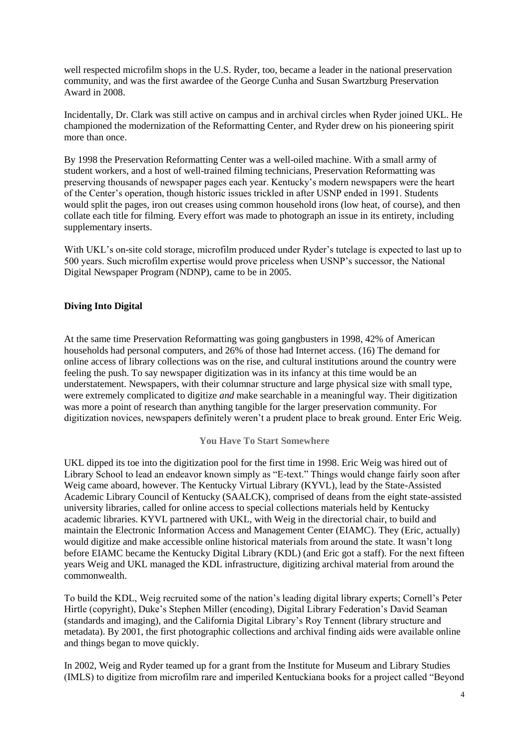well respected microfilm shops in the U.S. Ryder, too, became a leader in the national preservation community, and was the first awardee of the George Cunha and Susan Swartzburg Preservation Award in 2008.

Incidentally, Dr. Clark was still active on campus and in archival circles when Ryder joined UKL. He championed the modernization of the Reformatting Center, and Ryder drew on his pioneering spirit more than once.

By 1998 the Preservation Reformatting Center was a well-oiled machine. With a small army of student workers, and a host of well-trained filming technicians, Preservation Reformatting was preserving thousands of newspaper pages each year. Kentucky's modern newspapers were the heart of the Center's operation, though historic issues trickled in after USNP ended in 1991. Students would split the pages, iron out creases using common household irons (low heat, of course), and then collate each title for filming. Every effort was made to photograph an issue in its entirety, including supplementary inserts.

With UKL's on-site cold storage, microfilm produced under Ryder's tutelage is expected to last up to 500 years. Such microfilm expertise would prove priceless when USNP's successor, the National Digital Newspaper Program (NDNP), came to be in 2005.

## Diving Into Digital

At the same time Preservation Reformatting was going gangbusters in 1998, 42% of American households had personal computers, and 26% of those had Internet access. (16) The demand for online access of library collections was on the rise, and cultural institutions around the country were feeling the push. To say newspaper digitization was in its infancy at this time would be an understatement. Newspapers, with their columnar structure and large physical size with small type, were extremely complicated to digitize *and* make searchable in a meaningful way. Their digitization was more a point of research than anything tangible for the larger preservation community. For digitization novices, newspapers definitely weren't a prudent place to break ground. Enter Eric Weig.

### You Have To Start Somewhere

UKL dipped its toe into the digitization pool for the first time in 1998. Eric Weig was hired out of Library School to lead an endeavor known simply as "E-text." Things would change fairly soon after Weig came aboard, however. The Kentucky Virtual Library (KYVL), lead by the State-Assisted Academic Library Council of Kentucky (SAALCK), comprised of deans from the eight state-assisted university libraries, called for online access to special collections materials held by Kentucky academic libraries. KYVL partnered with UKL, with Weig in the directorial chair, to build and maintain the Electronic Information Access and Management Center (EIAMC). They (Eric, actually) would digitize and make accessible online historical materials from around the state. It wasn't long before EIAMC became the Kentucky Digital Library (KDL) (and Eric got a staff). For the next fifteen years Weig and UKL managed the KDL infrastructure, digitizing archival material from around the commonwealth.

To build the KDL, Weig recruited some of the nation's leading digital library experts; Cornell's Peter Hirtle (copyright), Duke's Stephen Miller (encoding), Digital Library Federation's David Seaman (standards and imaging), and the California Digital Library's Roy Tennent (library structure and metadata). By 2001, the first photographic collections and archival finding aids were available online and things began to move quickly.

In 2002, Weig and Ryder teamed up for a grant from the Institute for Museum and Library Studies (IMLS) to digitize from microfilm rare and imperiled Kentuckiana books for a project called "Beyond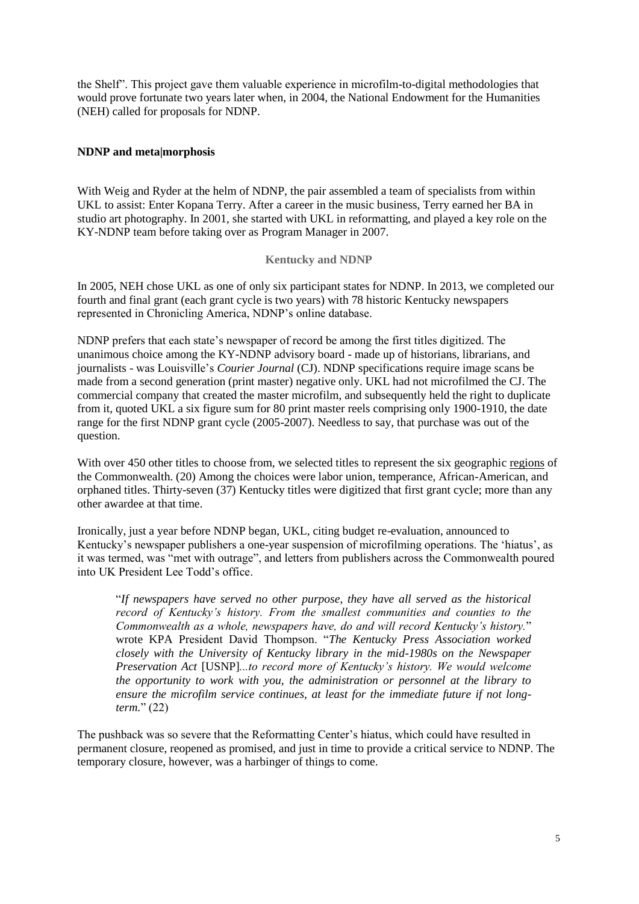the Shelf". This project gave them valuable experience in microfilm-to-digital methodologies that would prove fortunate two years later when, in 2004, the National Endowment for the Humanities (NEH) called for proposals for NDNP.

## NDNP and meta|morphosis

With Weig and Ryder at the helm of NDNP, the pair assembled a team of specialists from within UKL to assist: Enter Kopana Terry. After a career in the music business, Terry earned her BA in studio art photography. In 2001, she started with UKL in reformatting, and played a key role on the KY-NDNP team before taking over as Program Manager in 2007.

### Kentucky and NDNP

In 2005, NEH chose UKL as one of only six participant states for NDNP. In 2013, we completed our fourth and final grant (each grant cycle is two years) with 78 historic Kentucky newspapers represented in Chronicling America, NDNP's online database.

NDNP prefers that each state's newspaper of record be among the first titles digitized. The unanimous choice among the KY-NDNP advisory board - made up of historians, librarians, and journalists - was Louisville's *Courier Journal* (CJ). NDNP specifications require image scans be made from a second generation (print master) negative only. UKL had not microfilmed the CJ. The commercial company that created the master microfilm, and subsequently held the right to duplicate from it, quoted UKL a six figure sum for 80 print master reels comprising only 1900-1910, the date range for the first NDNP grant cycle (2005-2007). Needless to say, that purchase was out of the question.

With over 450 other titles to choose from, we selected titles to represent the six geographic regions of the Commonwealth. (20) Among the choices were labor union, temperance, African-American, and orphaned titles. Thirty-seven (37) Kentucky titles were digitized that first grant cycle; more than any other awardee at that time.

Ironically, just a year before NDNP began, UKL, citing budget re-evaluation, announced to Kentucky's newspaper publishers a one-year suspension of microfilming operations. The 'hiatus', as it was termed, was "met with outrage", and letters from publishers across the Commonwealth poured into UK President Lee Todd's office.

> "*If newspapers have served no other purpose, they have all served as the historical record of Kentucky's history. From the smallest communities and counties to the Commonwealth as a whole, newspapers have, do and will record Kentucky's history.*" wrote KPA President David Thompson. "*The Kentucky Press Association worked closely with the University of Kentucky library in the mid-1980s on the Newspaper Preservation Act* [USNP]*...to record more of Kentucky's history. We would welcome the opportunity to work with you, the administration or personnel at the library to ensure the microfilm service continues, at least for the immediate future if not long-term.*" (22)

The pushback was so severe that the Reformatting Center's hiatus, which could have resulted in permanent closure, reopened as promised, and just in time to provide a critical service to NDNP. The temporary closure, however, was a harbinger of things to come.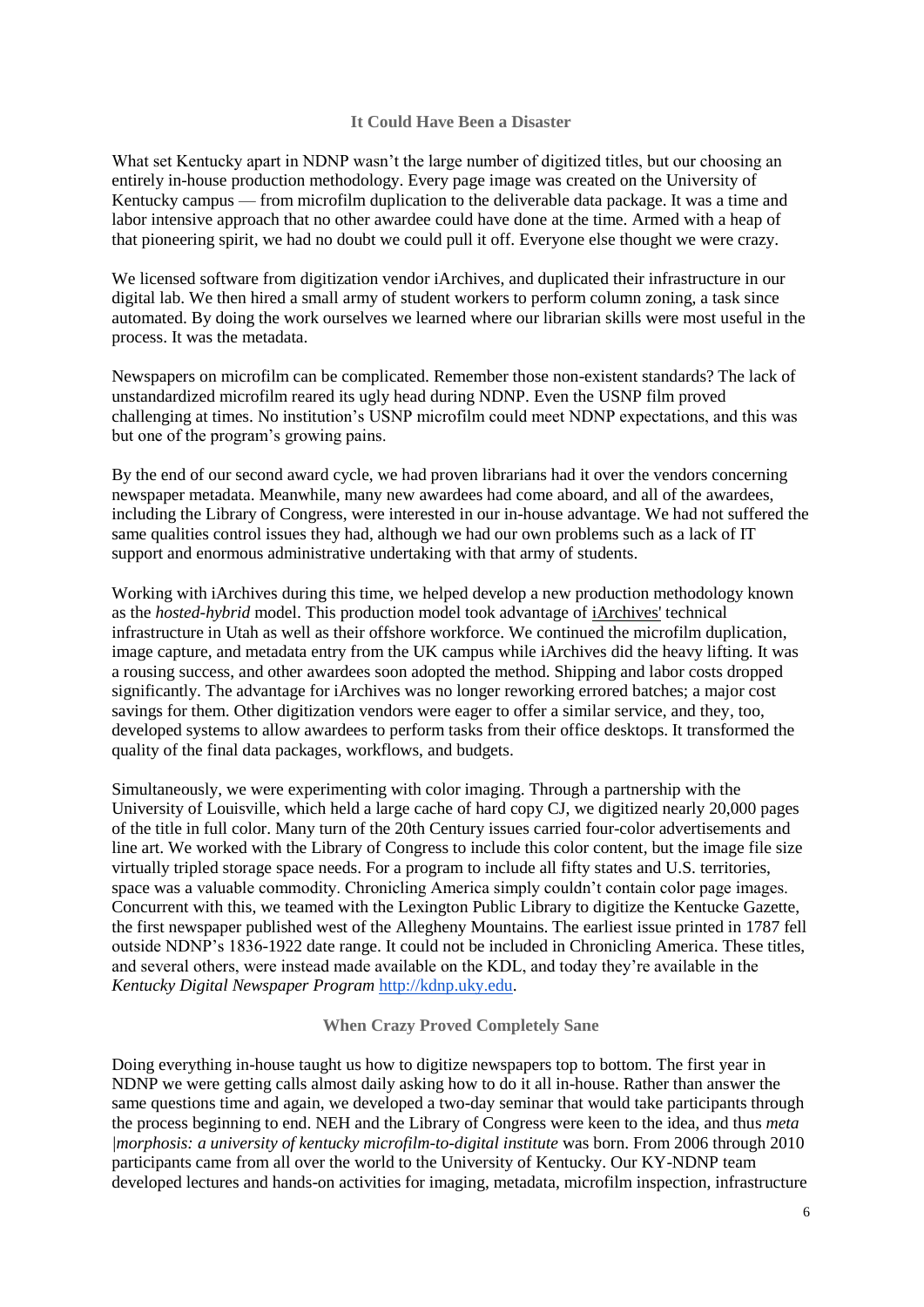### It Could Have Been a Disaster

What set Kentucky apart in NDNP wasn't the large number of digitized titles, but our choosing an entirely in-house production methodology. Every page image was created on the University of Kentucky campus — from microfilm duplication to the deliverable data package. It was a time and labor intensive approach that no other awardee could have done at the time. Armed with a heap of that pioneering spirit, we had no doubt we could pull it off. Everyone else thought we were crazy.

We licensed software from digitization vendor iArchives, and duplicated their infrastructure in our digital lab. We then hired a small army of student workers to perform column zoning, a task since automated. By doing the work ourselves we learned where our librarian skills were most useful in the process. It was the metadata.

Newspapers on microfilm can be complicated. Remember those non-existent standards? The lack of unstandardized microfilm reared its ugly head during NDNP. Even the USNP film proved challenging at times. No institution's USNP microfilm could meet NDNP expectations, and this was but one of the program's growing pains.

By the end of our second award cycle, we had proven librarians had it over the vendors concerning newspaper metadata. Meanwhile, many new awardees had come aboard, and all of the awardees, including the Library of Congress, were interested in our in-house advantage. We had not suffered the same qualities control issues they had, although we had our own problems such as a lack of IT support and enormous administrative undertaking with that army of students.

Working with iArchives during this time, we helped develop a new production methodology known as the *hosted-hybrid* model. This production model took advantage of iArchives' technical infrastructure in Utah as well as their offshore workforce. We continued the microfilm duplication, image capture, and metadata entry from the UK campus while iArchives did the heavy lifting. It was a rousing success, and other awardees soon adopted the method. Shipping and labor costs dropped significantly. The advantage for iArchives was no longer reworking errored batches; a major cost savings for them. Other digitization vendors were eager to offer a similar service, and they, too, developed systems to allow awardees to perform tasks from their office desktops. It transformed the quality of the final data packages, workflows, and budgets.

Simultaneously, we were experimenting with color imaging. Through a partnership with the University of Louisville, which held a large cache of hard copy CJ, we digitized nearly 20,000 pages of the title in full color. Many turn of the 20th Century issues carried four-color advertisements and line art. We worked with the Library of Congress to include this color content, but the image file size virtually tripled storage space needs. For a program to include all fifty states and U.S. territories, space was a valuable commodity. Chronicling America simply couldn't contain color page images. Concurrent with this, we teamed with the Lexington Public Library to digitize the Kentucke Gazette, the first newspaper published west of the Allegheny Mountains. The earliest issue printed in 1787 fell outside NDNP's 1836-1922 date range. It could not be included in Chronicling America. These titles, and several others, were instead made available on the KDL, and today they're available in the *Kentucky Digital Newspaper Program* http://kdnp.uky.edu.

### When Crazy Proved Completely Sane

Doing everything in-house taught us how to digitize newspapers top to bottom. The first year in NDNP we were getting calls almost daily asking how to do it all in-house. Rather than answer the same questions time and again, we developed a two-day seminar that would take participants through the process beginning to end. NEH and the Library of Congress were keen to the idea, and thus *meta |morphosis: a university of kentucky microfilm-to-digital institute* was born. From 2006 through 2010 participants came from all over the world to the University of Kentucky. Our KY-NDNP team developed lectures and hands-on activities for imaging, metadata, microfilm inspection, infrastructure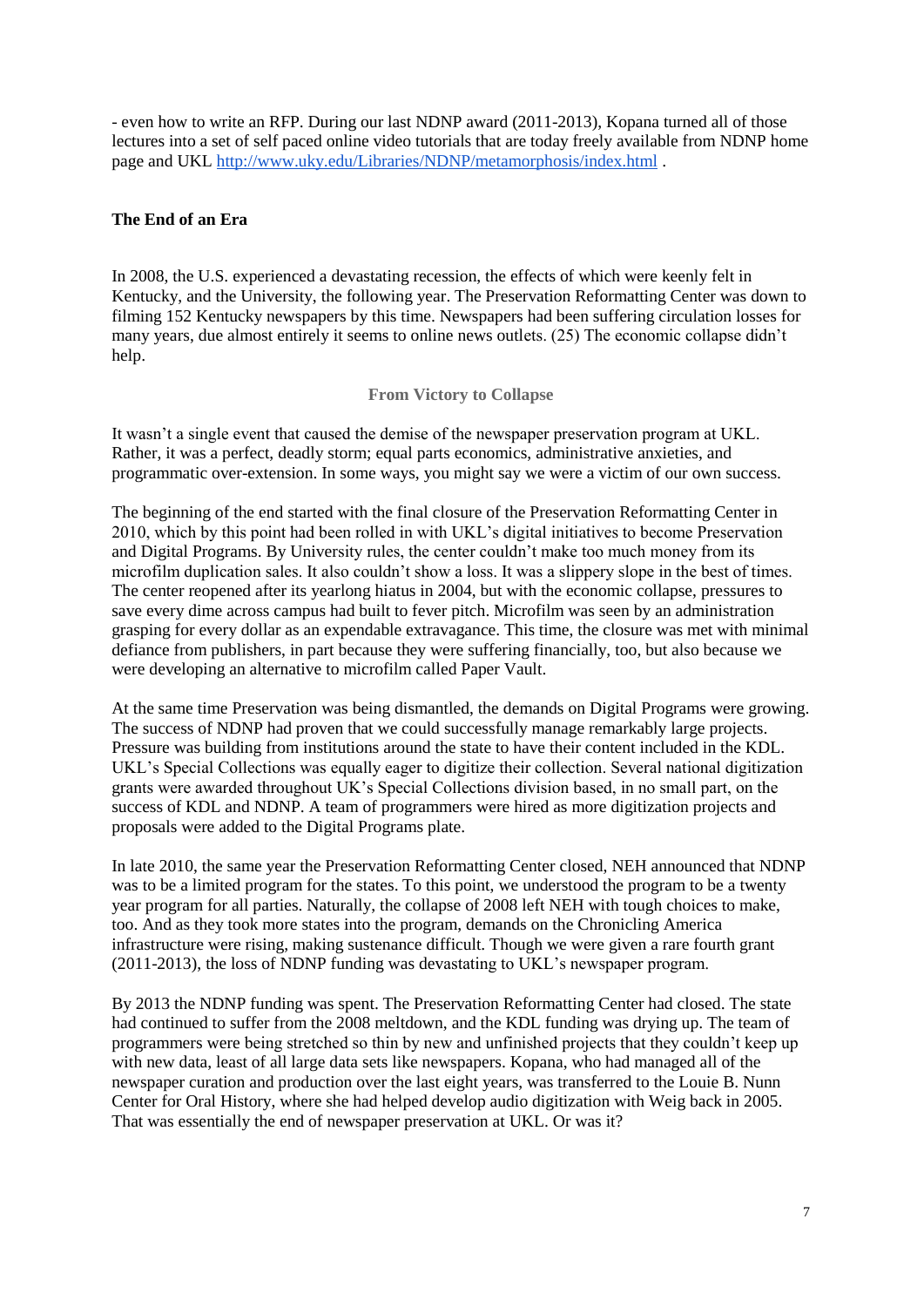- even how to write an RFP. During our last NDNP award (2011-2013), Kopana turned all of those lectures into a set of self paced online video tutorials that are today freely available from NDNP home page and UKL http://www.uky.edu/Libraries/NDNP/metamorphosis/index.html .

## The End of an Era

In 2008, the U.S. experienced a devastating recession, the effects of which were keenly felt in Kentucky, and the University, the following year. The Preservation Reformatting Center was down to filming 152 Kentucky newspapers by this time. Newspapers had been suffering circulation losses for many years, due almost entirely it seems to online news outlets. (25) The economic collapse didn't help.

### From Victory to Collapse

It wasn't a single event that caused the demise of the newspaper preservation program at UKL. Rather, it was a perfect, deadly storm; equal parts economics, administrative anxieties, and programmatic over-extension. In some ways, you might say we were a victim of our own success.

The beginning of the end started with the final closure of the Preservation Reformatting Center in 2010, which by this point had been rolled in with UKL's digital initiatives to become Preservation and Digital Programs. By University rules, the center couldn't make too much money from its microfilm duplication sales. It also couldn't show a loss. It was a slippery slope in the best of times. The center reopened after its yearlong hiatus in 2004, but with the economic collapse, pressures to save every dime across campus had built to fever pitch. Microfilm was seen by an administration grasping for every dollar as an expendable extravagance. This time, the closure was met with minimal defiance from publishers, in part because they were suffering financially, too, but also because we were developing an alternative to microfilm called Paper Vault.

At the same time Preservation was being dismantled, the demands on Digital Programs were growing. The success of NDNP had proven that we could successfully manage remarkably large projects. Pressure was building from institutions around the state to have their content included in the KDL. UKL's Special Collections was equally eager to digitize their collection. Several national digitization grants were awarded throughout UK's Special Collections division based, in no small part, on the success of KDL and NDNP. A team of programmers were hired as more digitization projects and proposals were added to the Digital Programs plate.

In late 2010, the same year the Preservation Reformatting Center closed, NEH announced that NDNP was to be a limited program for the states. To this point, we understood the program to be a twenty year program for all parties. Naturally, the collapse of 2008 left NEH with tough choices to make, too. And as they took more states into the program, demands on the Chronicling America infrastructure were rising, making sustenance difficult. Though we were given a rare fourth grant (2011-2013), the loss of NDNP funding was devastating to UKL's newspaper program.

By 2013 the NDNP funding was spent. The Preservation Reformatting Center had closed. The state had continued to suffer from the 2008 meltdown, and the KDL funding was drying up. The team of programmers were being stretched so thin by new and unfinished projects that they couldn't keep up with new data, least of all large data sets like newspapers. Kopana, who had managed all of the newspaper curation and production over the last eight years, was transferred to the Louie B. Nunn Center for Oral History, where she had helped develop audio digitization with Weig back in 2005. That was essentially the end of newspaper preservation at UKL. Or was it?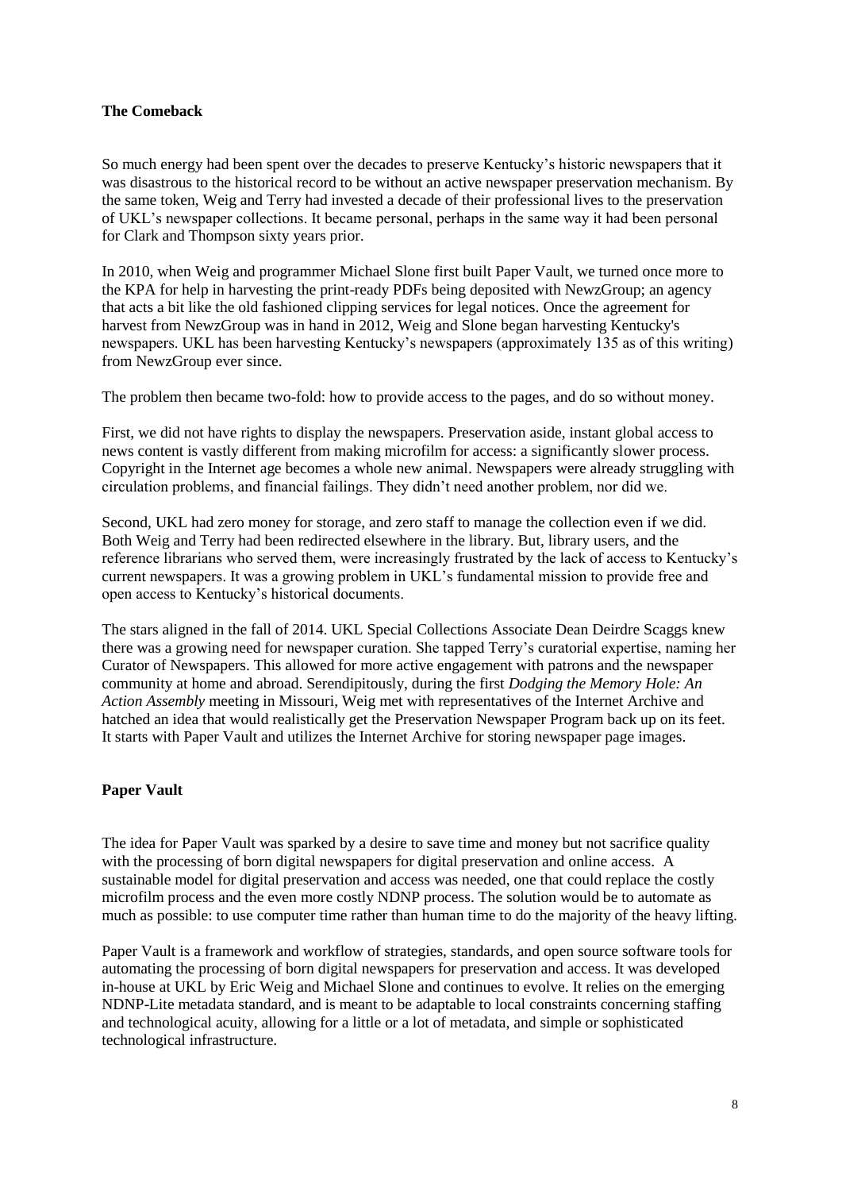## The Comeback

So much energy had been spent over the decades to preserve Kentucky's historic newspapers that it was disastrous to the historical record to be without an active newspaper preservation mechanism. By the same token, Weig and Terry had invested a decade of their professional lives to the preservation of UKL's newspaper collections. It became personal, perhaps in the same way it had been personal for Clark and Thompson sixty years prior.

In 2010, when Weig and programmer Michael Slone first built Paper Vault, we turned once more to the KPA for help in harvesting the print-ready PDFs being deposited with NewzGroup; an agency that acts a bit like the old fashioned clipping services for legal notices. Once the agreement for harvest from NewzGroup was in hand in 2012, Weig and Slone began harvesting Kentucky's newspapers. UKL has been harvesting Kentucky's newspapers (approximately 135 as of this writing) from NewzGroup ever since.

The problem then became two-fold: how to provide access to the pages, and do so without money.

First, we did not have rights to display the newspapers. Preservation aside, instant global access to news content is vastly different from making microfilm for access: a significantly slower process. Copyright in the Internet age becomes a whole new animal. Newspapers were already struggling with circulation problems, and financial failings. They didn't need another problem, nor did we.

Second, UKL had zero money for storage, and zero staff to manage the collection even if we did. Both Weig and Terry had been redirected elsewhere in the library. But, library users, and the reference librarians who served them, were increasingly frustrated by the lack of access to Kentucky's current newspapers. It was a growing problem in UKL's fundamental mission to provide free and open access to Kentucky's historical documents.

The stars aligned in the fall of 2014. UKL Special Collections Associate Dean Deirdre Scaggs knew there was a growing need for newspaper curation. She tapped Terry's curatorial expertise, naming her Curator of Newspapers. This allowed for more active engagement with patrons and the newspaper community at home and abroad. Serendipitously, during the first *Dodging the Memory Hole: An Action Assembly* meeting in Missouri, Weig met with representatives of the Internet Archive and hatched an idea that would realistically get the Preservation Newspaper Program back up on its feet. It starts with Paper Vault and utilizes the Internet Archive for storing newspaper page images.

## Paper Vault

The idea for Paper Vault was sparked by a desire to save time and money but not sacrifice quality with the processing of born digital newspapers for digital preservation and online access. A sustainable model for digital preservation and access was needed, one that could replace the costly microfilm process and the even more costly NDNP process. The solution would be to automate as much as possible: to use computer time rather than human time to do the majority of the heavy lifting.

Paper Vault is a framework and workflow of strategies, standards, and open source software tools for automating the processing of born digital newspapers for preservation and access. It was developed in-house at UKL by Eric Weig and Michael Slone and continues to evolve. It relies on the emerging NDNP-Lite metadata standard, and is meant to be adaptable to local constraints concerning staffing and technological acuity, allowing for a little or a lot of metadata, and simple or sophisticated technological infrastructure.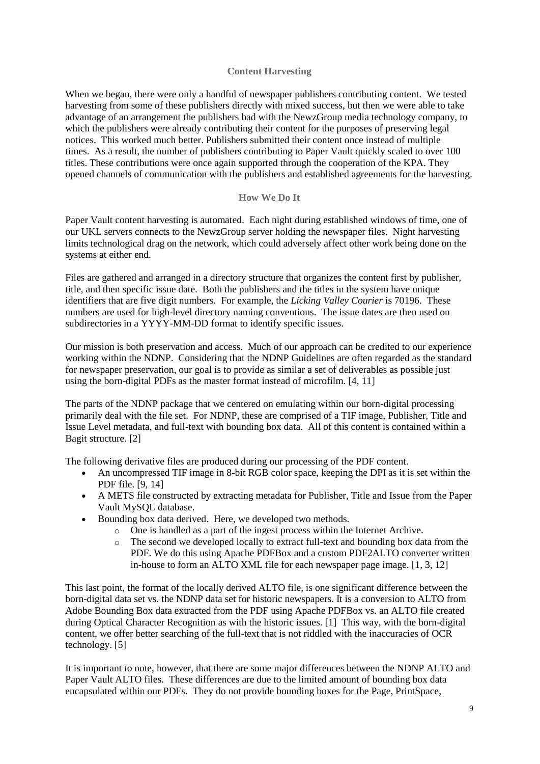## Content Harvesting

When we began, there were only a handful of newspaper publishers contributing content. We tested harvesting from some of these publishers directly with mixed success, but then we were able to take advantage of an arrangement the publishers had with the NewzGroup media technology company, to which the publishers were already contributing their content for the purposes of preserving legal notices. This worked much better. Publishers submitted their content once instead of multiple times. As a result, the number of publishers contributing to Paper Vault quickly scaled to over 100 titles. These contributions were once again supported through the cooperation of the KPA. They opened channels of communication with the publishers and established agreements for the harvesting.

## How We Do It

Paper Vault content harvesting is automated. Each night during established windows of time, one of our UKL servers connects to the NewzGroup server holding the newspaper files. Night harvesting limits technological drag on the network, which could adversely affect other work being done on the systems at either end.

Files are gathered and arranged in a directory structure that organizes the content first by publisher, title, and then specific issue date. Both the publishers and the titles in the system have unique identifiers that are five digit numbers. For example, the *Licking Valley Courier* is 70196. These numbers are used for high-level directory naming conventions. The issue dates are then used on subdirectories in a YYYY-MM-DD format to identify specific issues.

Our mission is both preservation and access. Much of our approach can be credited to our experience working within the NDNP. Considering that the NDNP Guidelines are often regarded as the standard for newspaper preservation, our goal is to provide as similar a set of deliverables as possible just using the born-digital PDFs as the master format instead of microfilm. [4, 11]

The parts of the NDNP package that we centered on emulating within our born-digital processing primarily deal with the file set. For NDNP, these are comprised of a TIF image, Publisher, Title and Issue Level metadata, and full-text with bounding box data. All of this content is contained within a Bagit structure. [2]

The following derivative files are produced during our processing of the PDF content.

- An uncompressed TIF image in 8-bit RGB color space, keeping the DPI as it is set within the PDF file. [9, 14]
- A METS file constructed by extracting metadata for Publisher, Title and Issue from the Paper Vault MySQL database.
- Bounding box data derived. Here, we developed two methods.
  - One is handled as a part of the ingest process within the Internet Archive.
  - The second we developed locally to extract full-text and bounding box data from the PDF. We do this using Apache PDFBox and a custom PDF2ALTO converter written in-house to form an ALTO XML file for each newspaper page image. [1, 3, 12]

This last point, the format of the locally derived ALTO file, is one significant difference between the born-digital data set vs. the NDNP data set for historic newspapers. It is a conversion to ALTO from Adobe Bounding Box data extracted from the PDF using Apache PDFBox vs. an ALTO file created during Optical Character Recognition as with the historic issues. [1] This way, with the born-digital content, we offer better searching of the full-text that is not riddled with the inaccuracies of OCR technology. [5]

It is important to note, however, that there are some major differences between the NDNP ALTO and Paper Vault ALTO files. These differences are due to the limited amount of bounding box data encapsulated within our PDFs. They do not provide bounding boxes for the Page, PrintSpace,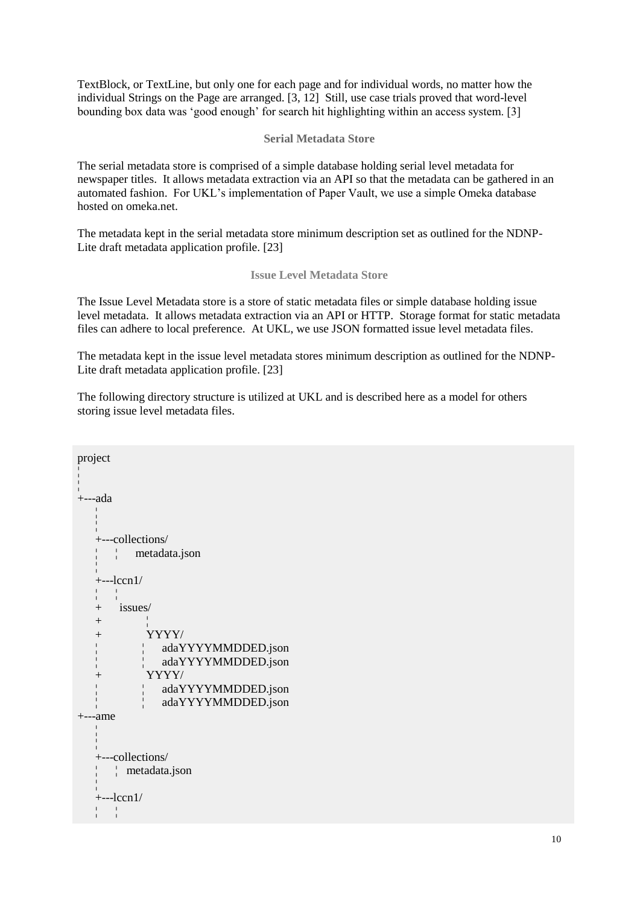TextBlock, or TextLine, but only one for each page and for individual words, no matter how the individual Strings on the Page are arranged. [3, 12] Still, use case trials proved that word-level bounding box data was 'good enough' for search hit highlighting within an access system. [3]

### Serial Metadata Store

The serial metadata store is comprised of a simple database holding serial level metadata for newspaper titles. It allows metadata extraction via an API so that the metadata can be gathered in an automated fashion. For UKL's implementation of Paper Vault, we use a simple Omeka database hosted on omeka.net.

The metadata kept in the serial metadata store minimum description set as outlined for the NDNP-Lite draft metadata application profile. [23]

### Issue Level Metadata Store

The Issue Level Metadata store is a store of static metadata files or simple database holding issue level metadata. It allows metadata extraction via an API or HTTP. Storage format for static metadata files can adhere to local preference. At UKL, we use JSON formatted issue level metadata files.

The metadata kept in the issue level metadata stores minimum description as outlined for the NDNP-Lite draft metadata application profile. [23]

The following directory structure is utilized at UKL and is described here as a model for others storing issue level metadata files.

```
project
¦
¦
+---ada
    ¦
    ¦
    +---collections/
    ¦   ¦   metadata.json
    ¦
    +---lccn1/
    ¦   ¦
    +   issues/
    +         ¦
    +         YYYY/
    ¦         ¦   adaYYYYMMDDED.json
    ¦         ¦   adaYYYYMMDDED.json
    +         YYYY/
    ¦         ¦   adaYYYYMMDDED.json
    ¦         ¦   adaYYYYMMDDED.json
+---ame
    ¦
    ¦
    +---collections/
    ¦   ¦ metadata.json
    ¦
    +---lccn1/
    ¦   ¦
```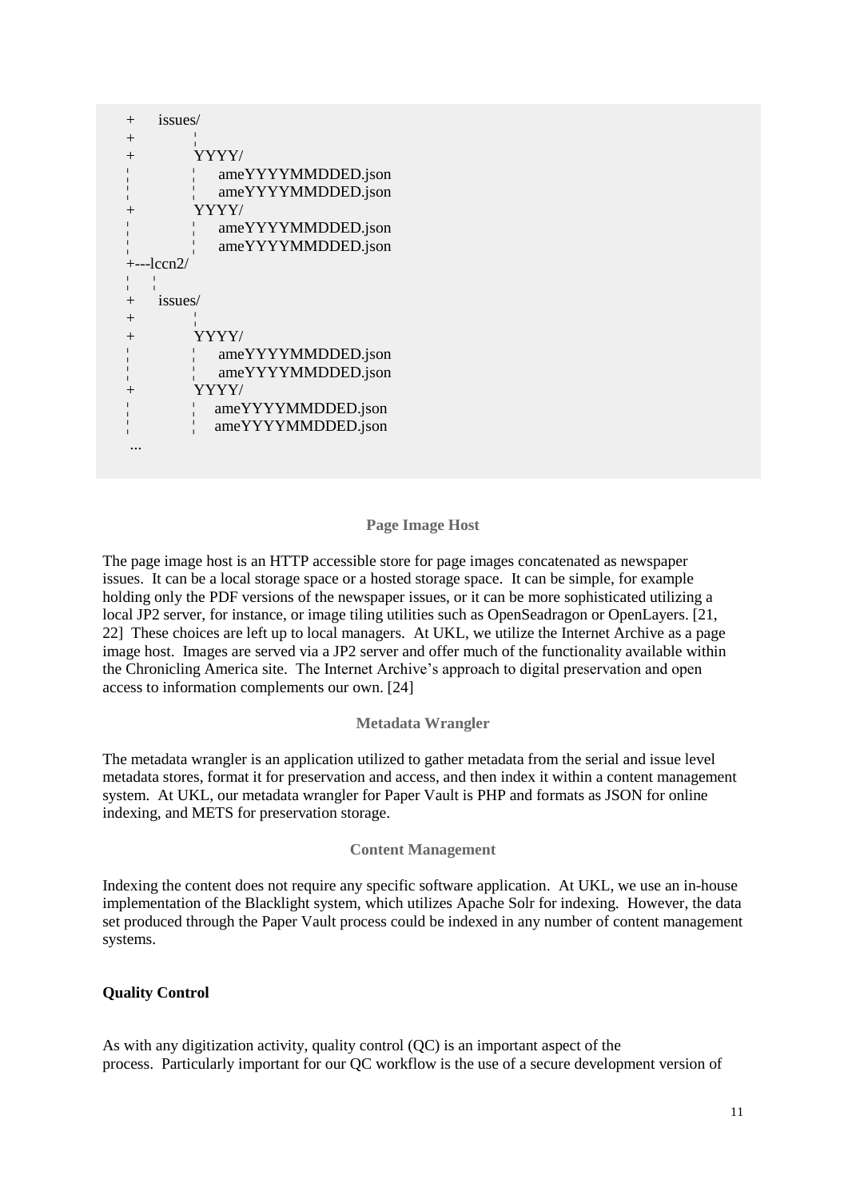```
+    issues/
+         ¦
+         YYYY/
¦         ¦    ameYYYYMMDDED.json
¦         ¦    ameYYYYMMDDED.json
+         YYYY/
¦         ¦    ameYYYYMMDDED.json
¦         ¦    ameYYYYMMDDED.json
+---lccn2/
¦    ¦
+    issues/
+         ¦
+         YYYY/
¦         ¦    ameYYYYMMDDED.json
¦         ¦    ameYYYYMMDDED.json
+         YYYY/
¦         ¦    ameYYYYMMDDED.json
¦         ¦    ameYYYYMMDDED.json
...
```

#### Page Image Host

The page image host is an HTTP accessible store for page images concatenated as newspaper issues. It can be a local storage space or a hosted storage space. It can be simple, for example holding only the PDF versions of the newspaper issues, or it can be more sophisticated utilizing a local JP2 server, for instance, or image tiling utilities such as OpenSeadragon or OpenLayers. [21, 22] These choices are left up to local managers. At UKL, we utilize the Internet Archive as a page image host. Images are served via a JP2 server and offer much of the functionality available within the Chronicling America site. The Internet Archive's approach to digital preservation and open access to information complements our own. [24]

#### Metadata Wrangler

The metadata wrangler is an application utilized to gather metadata from the serial and issue level metadata stores, format it for preservation and access, and then index it within a content management system. At UKL, our metadata wrangler for Paper Vault is PHP and formats as JSON for online indexing, and METS for preservation storage.

#### Content Management

Indexing the content does not require any specific software application. At UKL, we use an in-house implementation of the Blacklight system, which utilizes Apache Solr for indexing. However, the data set produced through the Paper Vault process could be indexed in any number of content management systems.

### Quality Control

As with any digitization activity, quality control (QC) is an important aspect of the process. Particularly important for our QC workflow is the use of a secure development version of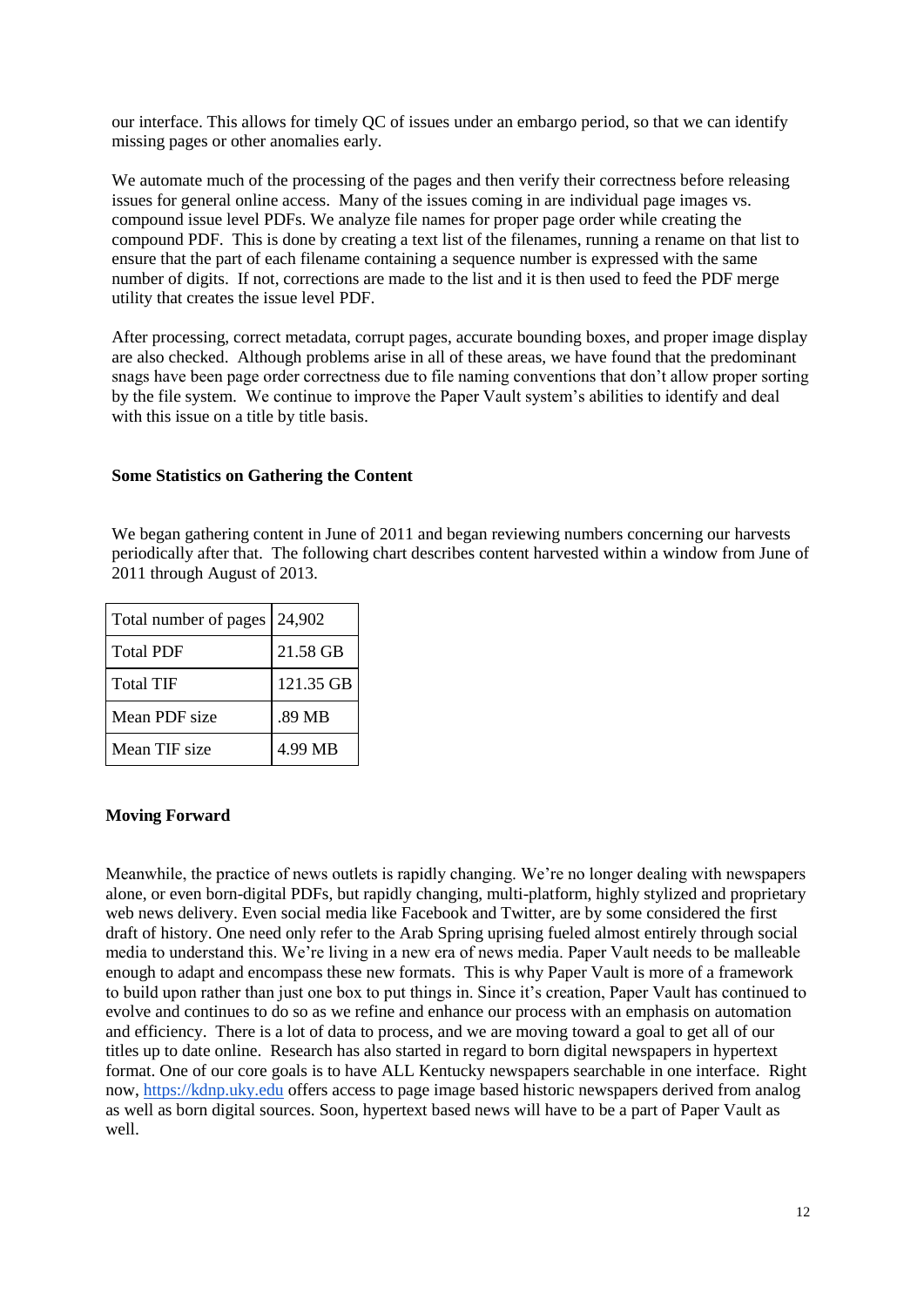our interface. This allows for timely QC of issues under an embargo period, so that we can identify missing pages or other anomalies early.

We automate much of the processing of the pages and then verify their correctness before releasing issues for general online access. Many of the issues coming in are individual page images vs. compound issue level PDFs. We analyze file names for proper page order while creating the compound PDF. This is done by creating a text list of the filenames, running a rename on that list to ensure that the part of each filename containing a sequence number is expressed with the same number of digits. If not, corrections are made to the list and it is then used to feed the PDF merge utility that creates the issue level PDF.

After processing, correct metadata, corrupt pages, accurate bounding boxes, and proper image display are also checked. Although problems arise in all of these areas, we have found that the predominant snags have been page order correctness due to file naming conventions that don't allow proper sorting by the file system. We continue to improve the Paper Vault system's abilities to identify and deal with this issue on a title by title basis.

**Some Statistics on Gathering the Content**

We began gathering content in June of 2011 and began reviewing numbers concerning our harvests periodically after that. The following chart describes content harvested within a window from June of 2011 through August of 2013.

| Total number of pages | 24,902 |
|---|---|
| Total PDF | 21.58 GB |
| Total TIF | 121.35 GB |
| Mean PDF size | .89 MB |
| Mean TIF size | 4.99 MB |

**Moving Forward**

Meanwhile, the practice of news outlets is rapidly changing. We're no longer dealing with newspapers alone, or even born-digital PDFs, but rapidly changing, multi-platform, highly stylized and proprietary web news delivery. Even social media like Facebook and Twitter, are by some considered the first draft of history. One need only refer to the Arab Spring uprising fueled almost entirely through social media to understand this. We're living in a new era of news media. Paper Vault needs to be malleable enough to adapt and encompass these new formats. This is why Paper Vault is more of a framework to build upon rather than just one box to put things in. Since it's creation, Paper Vault has continued to evolve and continues to do so as we refine and enhance our process with an emphasis on automation and efficiency. There is a lot of data to process, and we are moving toward a goal to get all of our titles up to date online. Research has also started in regard to born digital newspapers in hypertext format. One of our core goals is to have ALL Kentucky newspapers searchable in one interface. Right now, https://kdnp.uky.edu offers access to page image based historic newspapers derived from analog as well as born digital sources. Soon, hypertext based news will have to be a part of Paper Vault as well.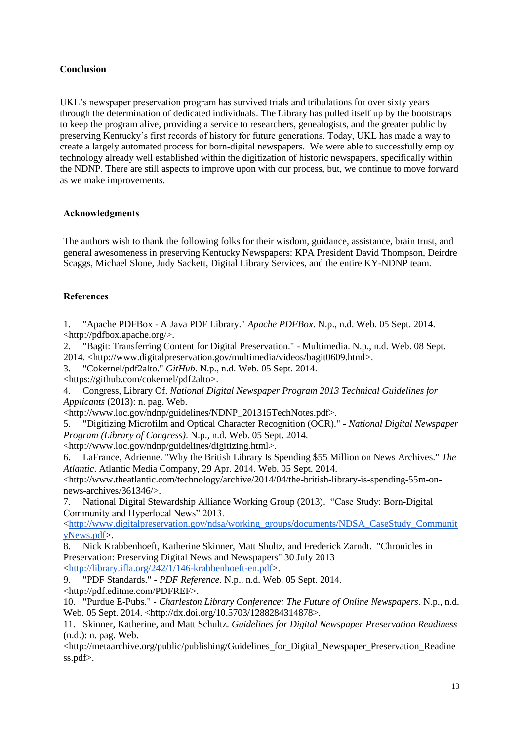## Conclusion

UKL's newspaper preservation program has survived trials and tribulations for over sixty years through the determination of dedicated individuals. The Library has pulled itself up by the bootstraps to keep the program alive, providing a service to researchers, genealogists, and the greater public by preserving Kentucky's first records of history for future generations. Today, UKL has made a way to create a largely automated process for born-digital newspapers. We were able to successfully employ technology already well established within the digitization of historic newspapers, specifically within the NDNP. There are still aspects to improve upon with our process, but, we continue to move forward as we make improvements.

## Acknowledgments

The authors wish to thank the following folks for their wisdom, guidance, assistance, brain trust, and general awesomeness in preserving Kentucky Newspapers: KPA President David Thompson, Deirdre Scaggs, Michael Slone, Judy Sackett, Digital Library Services, and the entire KY-NDNP team.

## References

1. "Apache PDFBox - A Java PDF Library." *Apache PDFBox*. N.p., n.d. Web. 05 Sept. 2014. <http://pdfbox.apache.org/>.
2. "Bagit: Transferring Content for Digital Preservation." - Multimedia. N.p., n.d. Web. 08 Sept. 2014. <http://www.digitalpreservation.gov/multimedia/videos/bagit0609.html>.
3. "Cokernel/pdf2alto." *GitHub*. N.p., n.d. Web. 05 Sept. 2014. <https://github.com/cokernel/pdf2alto>.
4. Congress, Library Of. *National Digital Newspaper Program 2013 Technical Guidelines for Applicants* (2013): n. pag. Web. <http://www.loc.gov/ndnp/guidelines/NDNP_201315TechNotes.pdf>.
5. "Digitizing Microfilm and Optical Character Recognition (OCR)." - *National Digital Newspaper Program (Library of Congress)*. N.p., n.d. Web. 05 Sept. 2014. <http://www.loc.gov/ndnp/guidelines/digitizing.html>.
6. LaFrance, Adrienne. "Why the British Library Is Spending $55 Million on News Archives." *The Atlantic*. Atlantic Media Company, 29 Apr. 2014. Web. 05 Sept. 2014. <http://www.theatlantic.com/technology/archive/2014/04/the-british-library-is-spending-55m-on-news-archives/361346/>.
7. National Digital Stewardship Alliance Working Group (2013). "Case Study: Born-Digital Community and Hyperlocal News" 2013. <http://www.digitalpreservation.gov/ndsa/working_groups/documents/NDSA_CaseStudy_CommunityNews.pdf>.
8. Nick Krabbenhoeft, Katherine Skinner, Matt Shultz, and Frederick Zarndt. "Chronicles in Preservation: Preserving Digital News and Newspapers" 30 July 2013 <http://library.ifla.org/242/1/146-krabbenhoeft-en.pdf>.
9. "PDF Standards." - *PDF Reference*. N.p., n.d. Web. 05 Sept. 2014. <http://pdf.editme.com/PDFREF>.
10. "Purdue E-Pubs." - *Charleston Library Conference: The Future of Online Newspapers*. N.p., n.d. Web. 05 Sept. 2014. <http://dx.doi.org/10.5703/1288284314878>.
11. Skinner, Katherine, and Matt Schultz. *Guidelines for Digital Newspaper Preservation Readiness* (n.d.): n. pag. Web. <http://metaarchive.org/public/publishing/Guidelines_for_Digital_Newspaper_Preservation_Readiness.pdf>.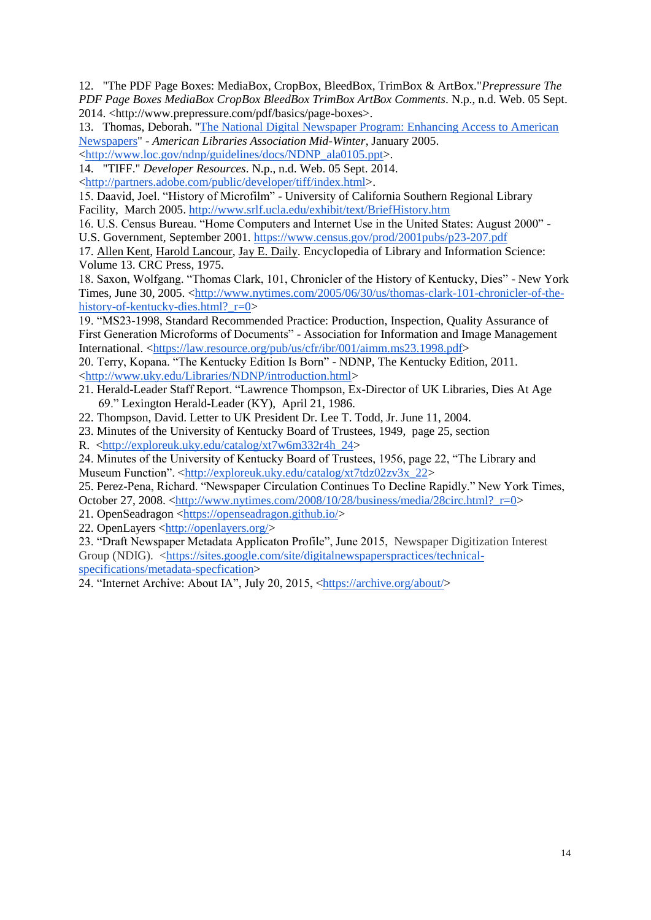12. "The PDF Page Boxes: MediaBox, CropBox, BleedBox, TrimBox & ArtBox."*Prepressure The PDF Page Boxes MediaBox CropBox BleedBox TrimBox ArtBox Comments*. N.p., n.d. Web. 05 Sept. 2014. <http://www.prepressure.com/pdf/basics/page-boxes>.

13. Thomas, Deborah. "The National Digital Newspaper Program: Enhancing Access to American Newspapers" - *American Libraries Association Mid-Winter*, January 2005. <http://www.loc.gov/ndnp/guidelines/docs/NDNP_ala0105.ppt>.

14. "TIFF." *Developer Resources*. N.p., n.d. Web. 05 Sept. 2014. <http://partners.adobe.com/public/developer/tiff/index.html>.

15. Daavid, Joel. "History of Microfilm" - University of California Southern Regional Library Facility, March 2005. http://www.srlf.ucla.edu/exhibit/text/BriefHistory.htm

16. U.S. Census Bureau. "Home Computers and Internet Use in the United States: August 2000" - U.S. Government, September 2001. https://www.census.gov/prod/2001pubs/p23-207.pdf

17. Allen Kent, Harold Lancour, Jay E. Daily. Encyclopedia of Library and Information Science: Volume 13. CRC Press, 1975.

18. Saxon, Wolfgang. "Thomas Clark, 101, Chronicler of the History of Kentucky, Dies" - New York Times, June 30, 2005. <http://www.nytimes.com/2005/06/30/us/thomas-clark-101-chronicler-of-the-history-of-kentucky-dies.html?_r=0>

19. "MS23-1998, Standard Recommended Practice: Production, Inspection, Quality Assurance of First Generation Microforms of Documents" - Association for Information and Image Management International. <https://law.resource.org/pub/us/cfr/ibr/001/aimm.ms23.1998.pdf>

20. Terry, Kopana. "The Kentucky Edition Is Born" - NDNP, The Kentucky Edition, 2011. <http://www.uky.edu/Libraries/NDNP/introduction.html>

21. Herald-Leader Staff Report. "Lawrence Thompson, Ex-Director of UK Libraries, Dies At Age 69." Lexington Herald-Leader (KY), April 21, 1986.

22. Thompson, David. Letter to UK President Dr. Lee T. Todd, Jr. June 11, 2004.

23. Minutes of the University of Kentucky Board of Trustees, 1949, page 25, section R. <http://exploreuk.uky.edu/catalog/xt7w6m332r4h_24>

24. Minutes of the University of Kentucky Board of Trustees, 1956, page 22, "The Library and Museum Function". <http://exploreuk.uky.edu/catalog/xt7tdz02zv3x_22>

25. Perez-Pena, Richard. "Newspaper Circulation Continues To Decline Rapidly." New York Times, October 27, 2008. <http://www.nytimes.com/2008/10/28/business/media/28circ.html?_r=0>

21. OpenSeadragon <https://openseadragon.github.io/>

22. OpenLayers <http://openlayers.org/>

23. "Draft Newspaper Metadata Applicaton Profile", June 2015, Newspaper Digitization Interest Group (NDIG). <https://sites.google.com/site/digitalnewspaperspractices/technical-specifications/metadata-specfication>

24. "Internet Archive: About IA", July 20, 2015, <https://archive.org/about/>